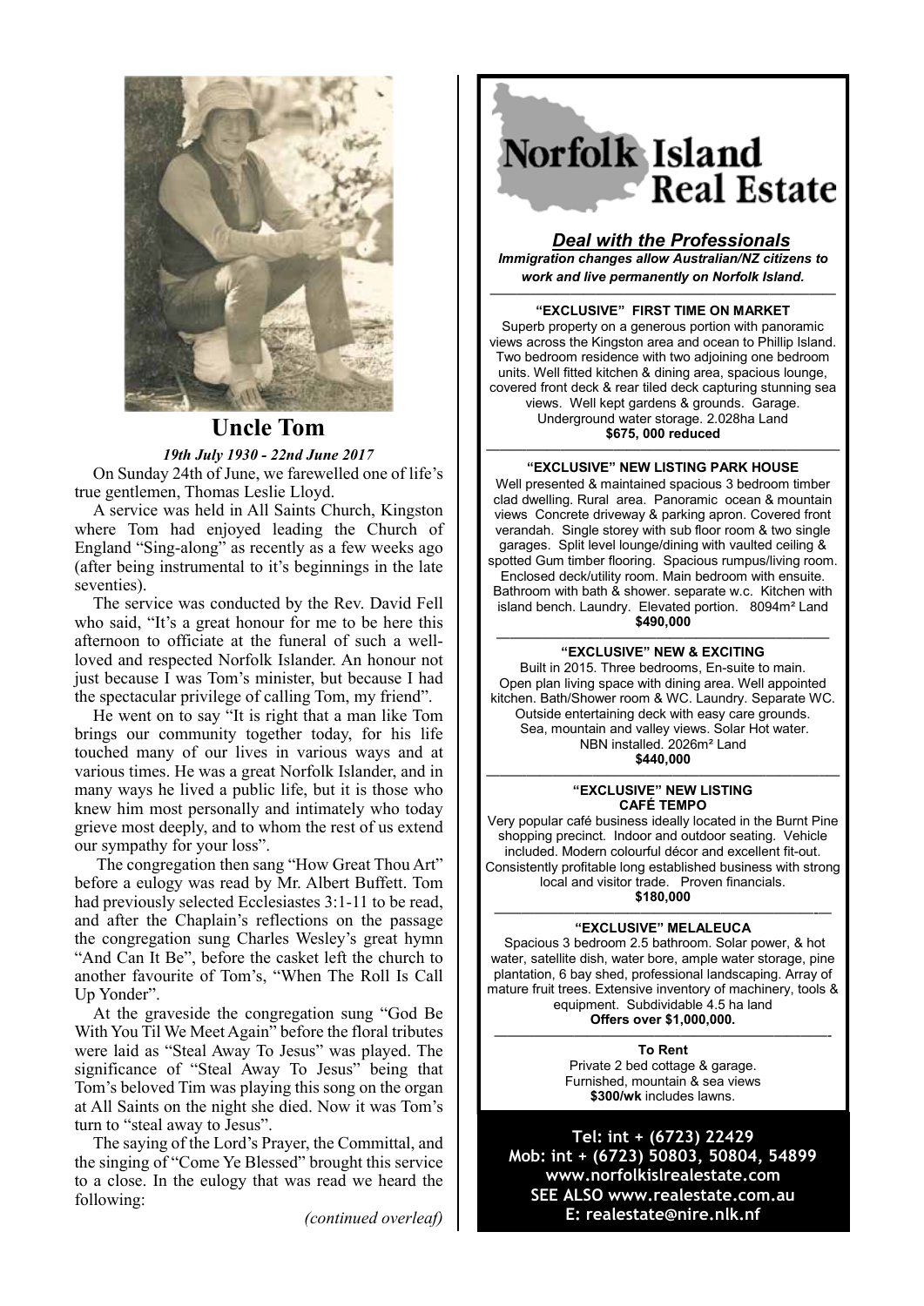## Uncle Tom

*19th July 1930 - 22nd June 2017*

On Sunday 24th of June, we farewelled one of life's true gentlemen, Thomas Leslie Lloyd.

A service was held in All Saints Church, Kingston where Tom had enjoyed leading the Church of England "Sing-along" as recently as a few weeks ago (after being instrumental to it's beginnings in the late seventies).

The service was conducted by the Rev. David Fell who said, "It's a great honour for me to be here this afternoon to officiate at the funeral of such a well-loved and respected Norfolk Islander. An honour not just because I was Tom's minister, but because I had the spectacular privilege of calling Tom, my friend".

He went on to say "It is right that a man like Tom brings our community together today, for his life touched many of our lives in various ways and at various times. He was a great Norfolk Islander, and in many ways he lived a public life, but it is those who knew him most personally and intimately who today grieve most deeply, and to whom the rest of us extend our sympathy for your loss".

The congregation then sang "How Great Thou Art" before a eulogy was read by Mr. Albert Buffett. Tom had previously selected Ecclesiastes 3:1-11 to be read, and after the Chaplain's reflections on the passage the congregation sung Charles Wesley's great hymn "And Can It Be", before the casket left the church to another favourite of Tom's, "When The Roll Is Call Up Yonder".

At the graveside the congregation sung "God Be With You Til We Meet Again" before the floral tributes were laid as "Steal Away To Jesus" was played. The significance of "Steal Away To Jesus" being that Tom's beloved Tim was playing this song on the organ at All Saints on the night she died. Now it was Tom's turn to "steal away to Jesus".

The saying of the Lord's Prayer, the Committal, and the singing of "Come Ye Blessed" brought this service to a close. In the eulogy that was read we heard the following:

*(continued overleaf)*

---

# Norfolk Island Real Estate

***Deal with the Professionals***

***Immigration changes allow Australian/NZ citizens to work and live permanently on Norfolk Island.***

---

**"EXCLUSIVE" FIRST TIME ON MARKET**

Superb property on a generous portion with panoramic views across the Kingston area and ocean to Phillip Island. Two bedroom residence with two adjoining one bedroom units. Well fitted kitchen & dining area, spacious lounge, covered front deck & rear tiled deck capturing stunning sea views. Well kept gardens & grounds. Garage. Underground water storage. 2.028ha Land

**$675, 000 reduced**

---

**"EXCLUSIVE" NEW LISTING PARK HOUSE**

Well presented & maintained spacious 3 bedroom timber clad dwelling. Rural area. Panoramic ocean & mountain views Concrete driveway & parking apron. Covered front verandah. Single storey with sub floor room & two single garages. Split level lounge/dining with vaulted ceiling & spotted Gum timber flooring. Spacious rumpus/living room. Enclosed deck/utility room. Main bedroom with ensuite. Bathroom with bath & shower. separate w.c. Kitchen with island bench. Laundry. Elevated portion. 8094m² Land

**$490,000**

---

**"EXCLUSIVE" NEW & EXCITING**

Built in 2015. Three bedrooms, En-suite to main. Open plan living space with dining area. Well appointed kitchen. Bath/Shower room & WC. Laundry. Separate WC. Outside entertaining deck with easy care grounds. Sea, mountain and valley views. Solar Hot water. NBN installed. 2026m² Land

**$440,000**

---

**"EXCLUSIVE" NEW LISTING**
**CAFÉ TEMPO**

Very popular café business ideally located in the Burnt Pine shopping precinct. Indoor and outdoor seating. Vehicle included. Modern colourful décor and excellent fit-out. Consistently profitable long established business with strong local and visitor trade. Proven financials.

**$180,000**

---

**"EXCLUSIVE" MELALEUCA**

Spacious 3 bedroom 2.5 bathroom. Solar power, & hot water, satellite dish, water bore, ample water storage, pine plantation, 6 bay shed, professional landscaping. Array of mature fruit trees. Extensive inventory of machinery, tools & equipment. Subdividable 4.5 ha land

**Offers over $1,000,000.**

---

**To Rent**

Private 2 bed cottage & garage.
Furnished, mountain & sea views
**$300/wk** includes lawns.

**Tel: int + (6723) 22429**
**Mob: int + (6723) 50803, 50804, 54899**
**www.norfolkislrealestate.com**
**SEE ALSO www.realestate.com.au**
**E: realestate@nire.nlk.nf**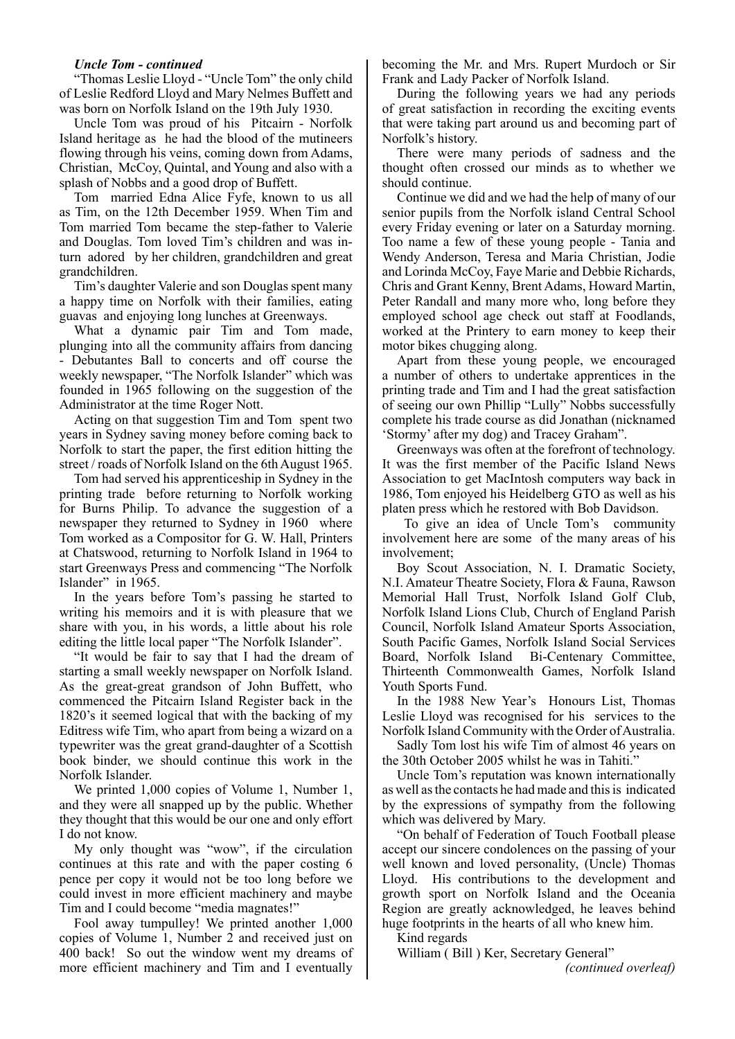***Uncle Tom - continued***

"Thomas Leslie Lloyd - "Uncle Tom" the only child of Leslie Redford Lloyd and Mary Nelmes Buffett and was born on Norfolk Island on the 19th July 1930.

Uncle Tom was proud of his Pitcairn - Norfolk Island heritage as he had the blood of the mutineers flowing through his veins, coming down from Adams, Christian, McCoy, Quintal, and Young and also with a splash of Nobbs and a good drop of Buffett.

Tom married Edna Alice Fyfe, known to us all as Tim, on the 12th December 1959. When Tim and Tom married Tom became the step-father to Valerie and Douglas. Tom loved Tim's children and was in-turn adored by her children, grandchildren and great grandchildren.

Tim's daughter Valerie and son Douglas spent many a happy time on Norfolk with their families, eating guavas and enjoying long lunches at Greenways.

What a dynamic pair Tim and Tom made, plunging into all the community affairs from dancing - Debutantes Ball to concerts and off course the weekly newspaper, "The Norfolk Islander" which was founded in 1965 following on the suggestion of the Administrator at the time Roger Nott.

Acting on that suggestion Tim and Tom spent two years in Sydney saving money before coming back to Norfolk to start the paper, the first edition hitting the street / roads of Norfolk Island on the 6th August 1965.

Tom had served his apprenticeship in Sydney in the printing trade before returning to Norfolk working for Burns Philip. To advance the suggestion of a newspaper they returned to Sydney in 1960 where Tom worked as a Compositor for G. W. Hall, Printers at Chatswood, returning to Norfolk Island in 1964 to start Greenways Press and commencing "The Norfolk Islander" in 1965.

In the years before Tom's passing he started to writing his memoirs and it is with pleasure that we share with you, in his words, a little about his role editing the little local paper "The Norfolk Islander".

"It would be fair to say that I had the dream of starting a small weekly newspaper on Norfolk Island. As the great-great grandson of John Buffett, who commenced the Pitcairn Island Register back in the 1820's it seemed logical that with the backing of my Editress wife Tim, who apart from being a wizard on a typewriter was the great grand-daughter of a Scottish book binder, we should continue this work in the Norfolk Islander.

We printed 1,000 copies of Volume 1, Number 1, and they were all snapped up by the public. Whether they thought that this would be our one and only effort I do not know.

My only thought was "wow", if the circulation continues at this rate and with the paper costing 6 pence per copy it would not be too long before we could invest in more efficient machinery and maybe Tim and I could become "media magnates!"

Fool away tumpulley! We printed another 1,000 copies of Volume 1, Number 2 and received just on 400 back! So out the window went my dreams of more efficient machinery and Tim and I eventually becoming the Mr. and Mrs. Rupert Murdoch or Sir Frank and Lady Packer of Norfolk Island.

During the following years we had any periods of great satisfaction in recording the exciting events that were taking part around us and becoming part of Norfolk's history.

There were many periods of sadness and the thought often crossed our minds as to whether we should continue.

Continue we did and we had the help of many of our senior pupils from the Norfolk island Central School every Friday evening or later on a Saturday morning. Too name a few of these young people - Tania and Wendy Anderson, Teresa and Maria Christian, Jodie and Lorinda McCoy, Faye Marie and Debbie Richards, Chris and Grant Kenny, Brent Adams, Howard Martin, Peter Randall and many more who, long before they employed school age check out staff at Foodlands, worked at the Printery to earn money to keep their motor bikes chugging along.

Apart from these young people, we encouraged a number of others to undertake apprentices in the printing trade and Tim and I had the great satisfaction of seeing our own Phillip "Lully" Nobbs successfully complete his trade course as did Jonathan (nicknamed 'Stormy' after my dog) and Tracey Graham".

Greenways was often at the forefront of technology. It was the first member of the Pacific Island News Association to get MacIntosh computers way back in 1986, Tom enjoyed his Heidelberg GTO as well as his platen press which he restored with Bob Davidson.

To give an idea of Uncle Tom's community involvement here are some of the many areas of his involvement;

Boy Scout Association, N. I. Dramatic Society, N.I. Amateur Theatre Society, Flora & Fauna, Rawson Memorial Hall Trust, Norfolk Island Golf Club, Norfolk Island Lions Club, Church of England Parish Council, Norfolk Island Amateur Sports Association, South Pacific Games, Norfolk Island Social Services Board, Norfolk Island Bi-Centenary Committee, Thirteenth Commonwealth Games, Norfolk Island Youth Sports Fund.

In the 1988 New Year's Honours List, Thomas Leslie Lloyd was recognised for his services to the Norfolk Island Community with the Order of Australia.

Sadly Tom lost his wife Tim of almost 46 years on the 30th October 2005 whilst he was in Tahiti."

Uncle Tom's reputation was known internationally as well as the contacts he had made and this is indicated by the expressions of sympathy from the following which was delivered by Mary.

"On behalf of Federation of Touch Football please accept our sincere condolences on the passing of your well known and loved personality, (Uncle) Thomas Lloyd. His contributions to the development and growth sport on Norfolk Island and the Oceania Region are greatly acknowledged, he leaves behind huge footprints in the hearts of all who knew him.

Kind regards

William ( Bill ) Ker, Secretary General"

*(continued overleaf)*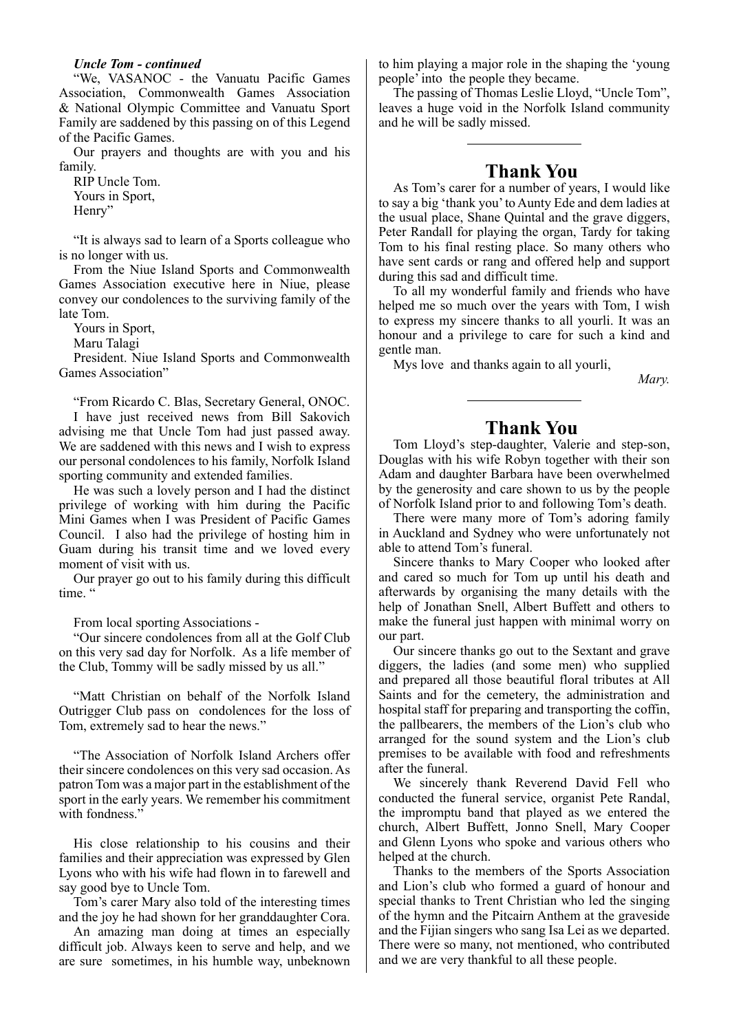***Uncle Tom - continued***

"We, VASANOC - the Vanuatu Pacific Games Association, Commonwealth Games Association & National Olympic Committee and Vanuatu Sport Family are saddened by this passing on of this Legend of the Pacific Games.

Our prayers and thoughts are with you and his family.

RIP Uncle Tom.

Yours in Sport,

Henry"

"It is always sad to learn of a Sports colleague who is no longer with us.

From the Niue Island Sports and Commonwealth Games Association executive here in Niue, please convey our condolences to the surviving family of the late Tom.

Yours in Sport,

Maru Talagi

President. Niue Island Sports and Commonwealth Games Association"

"From Ricardo C. Blas, Secretary General, ONOC.

I have just received news from Bill Sakovich advising me that Uncle Tom had just passed away. We are saddened with this news and I wish to express our personal condolences to his family, Norfolk Island sporting community and extended families.

He was such a lovely person and I had the distinct privilege of working with him during the Pacific Mini Games when I was President of Pacific Games Council. I also had the privilege of hosting him in Guam during his transit time and we loved every moment of visit with us.

Our prayer go out to his family during this difficult time. "

From local sporting Associations -

"Our sincere condolences from all at the Golf Club on this very sad day for Norfolk. As a life member of the Club, Tommy will be sadly missed by us all."

"Matt Christian on behalf of the Norfolk Island Outrigger Club pass on condolences for the loss of Tom, extremely sad to hear the news."

"The Association of Norfolk Island Archers offer their sincere condolences on this very sad occasion. As patron Tom was a major part in the establishment of the sport in the early years. We remember his commitment with fondness."

His close relationship to his cousins and their families and their appreciation was expressed by Glen Lyons who with his wife had flown in to farewell and say good bye to Uncle Tom.

Tom's carer Mary also told of the interesting times and the joy he had shown for her granddaughter Cora.

An amazing man doing at times an especially difficult job. Always keen to serve and help, and we are sure sometimes, in his humble way, unbeknown to him playing a major role in the shaping the 'young people' into the people they became.

The passing of Thomas Leslie Lloyd, "Uncle Tom", leaves a huge void in the Norfolk Island community and he will be sadly missed.

---

## Thank You

As Tom's carer for a number of years, I would like to say a big 'thank you' to Aunty Ede and dem ladies at the usual place, Shane Quintal and the grave diggers, Peter Randall for playing the organ, Tardy for taking Tom to his final resting place. So many others who have sent cards or rang and offered help and support during this sad and difficult time.

To all my wonderful family and friends who have helped me so much over the years with Tom, I wish to express my sincere thanks to all yourli. It was an honour and a privilege to care for such a kind and gentle man.

Mys love and thanks again to all yourli,

*Mary.*

---

## Thank You

Tom Lloyd's step-daughter, Valerie and step-son, Douglas with his wife Robyn together with their son Adam and daughter Barbara have been overwhelmed by the generosity and care shown to us by the people of Norfolk Island prior to and following Tom's death.

There were many more of Tom's adoring family in Auckland and Sydney who were unfortunately not able to attend Tom's funeral.

Sincere thanks to Mary Cooper who looked after and cared so much for Tom up until his death and afterwards by organising the many details with the help of Jonathan Snell, Albert Buffett and others to make the funeral just happen with minimal worry on our part.

Our sincere thanks go out to the Sextant and grave diggers, the ladies (and some men) who supplied and prepared all those beautiful floral tributes at All Saints and for the cemetery, the administration and hospital staff for preparing and transporting the coffin, the pallbearers, the members of the Lion's club who arranged for the sound system and the Lion's club premises to be available with food and refreshments after the funeral.

We sincerely thank Reverend David Fell who conducted the funeral service, organist Pete Randal, the impromptu band that played as we entered the church, Albert Buffett, Jonno Snell, Mary Cooper and Glenn Lyons who spoke and various others who helped at the church.

Thanks to the members of the Sports Association and Lion's club who formed a guard of honour and special thanks to Trent Christian who led the singing of the hymn and the Pitcairn Anthem at the graveside and the Fijian singers who sang Isa Lei as we departed. There were so many, not mentioned, who contributed and we are very thankful to all these people.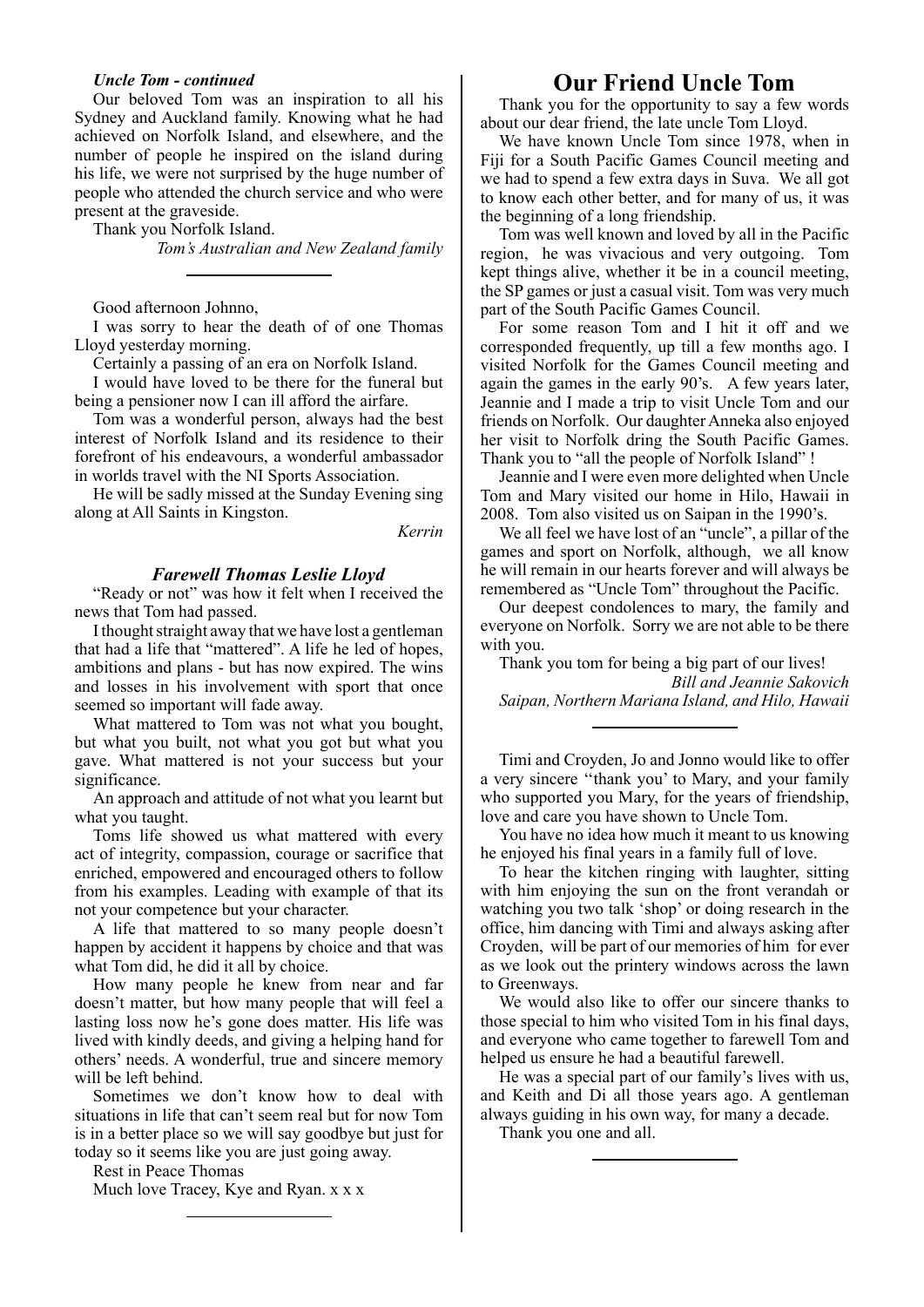***Uncle Tom - continued***

Our beloved Tom was an inspiration to all his Sydney and Auckland family. Knowing what he had achieved on Norfolk Island, and elsewhere, and the number of people he inspired on the island during his life, we were not surprised by the huge number of people who attended the church service and who were present at the graveside.

Thank you Norfolk Island.

*Tom's Australian and New Zealand family*

---

Good afternoon Johnno,

I was sorry to hear the death of of one Thomas Lloyd yesterday morning.

Certainly a passing of an era on Norfolk Island.

I would have loved to be there for the funeral but being a pensioner now I can ill afford the airfare.

Tom was a wonderful person, always had the best interest of Norfolk Island and its residence to their forefront of his endeavours, a wonderful ambassador in worlds travel with the NI Sports Association.

He will be sadly missed at the Sunday Evening sing along at All Saints in Kingston.

*Kerrin*

### *Farewell Thomas Leslie Lloyd*

"Ready or not" was how it felt when I received the news that Tom had passed.

I thought straight away that we have lost a gentleman that had a life that "mattered". A life he led of hopes, ambitions and plans - but has now expired. The wins and losses in his involvement with sport that once seemed so important will fade away.

What mattered to Tom was not what you bought, but what you built, not what you got but what you gave. What mattered is not your success but your significance.

An approach and attitude of not what you learnt but what you taught.

Toms life showed us what mattered with every act of integrity, compassion, courage or sacrifice that enriched, empowered and encouraged others to follow from his examples. Leading with example of that its not your competence but your character.

A life that mattered to so many people doesn't happen by accident it happens by choice and that was what Tom did, he did it all by choice.

How many people he knew from near and far doesn't matter, but how many people that will feel a lasting loss now he's gone does matter. His life was lived with kindly deeds, and giving a helping hand for others' needs. A wonderful, true and sincere memory will be left behind.

Sometimes we don't know how to deal with situations in life that can't seem real but for now Tom is in a better place so we will say goodbye but just for today so it seems like you are just going away.

Rest in Peace Thomas

Much love Tracey, Kye and Ryan. x x x

---

## Our Friend Uncle Tom

Thank you for the opportunity to say a few words about our dear friend, the late uncle Tom Lloyd.

We have known Uncle Tom since 1978, when in Fiji for a South Pacific Games Council meeting and we had to spend a few extra days in Suva. We all got to know each other better, and for many of us, it was the beginning of a long friendship.

Tom was well known and loved by all in the Pacific region, he was vivacious and very outgoing. Tom kept things alive, whether it be in a council meeting, the SP games or just a casual visit. Tom was very much part of the South Pacific Games Council.

For some reason Tom and I hit it off and we corresponded frequently, up till a few months ago. I visited Norfolk for the Games Council meeting and again the games in the early 90's. A few years later, Jeannie and I made a trip to visit Uncle Tom and our friends on Norfolk. Our daughter Anneka also enjoyed her visit to Norfolk dring the South Pacific Games. Thank you to "all the people of Norfolk Island" !

Jeannie and I were even more delighted when Uncle Tom and Mary visited our home in Hilo, Hawaii in 2008. Tom also visited us on Saipan in the 1990's.

We all feel we have lost of an "uncle", a pillar of the games and sport on Norfolk, although, we all know he will remain in our hearts forever and will always be remembered as "Uncle Tom" throughout the Pacific.

Our deepest condolences to mary, the family and everyone on Norfolk. Sorry we are not able to be there with you.

Thank you tom for being a big part of our lives!

*Bill and Jeannie Sakovich*
*Saipan, Northern Mariana Island, and Hilo, Hawaii*

---

Timi and Croyden, Jo and Jonno would like to offer a very sincere ''thank you' to Mary, and your family who supported you Mary, for the years of friendship, love and care you have shown to Uncle Tom.

You have no idea how much it meant to us knowing he enjoyed his final years in a family full of love.

To hear the kitchen ringing with laughter, sitting with him enjoying the sun on the front verandah or watching you two talk 'shop' or doing research in the office, him dancing with Timi and always asking after Croyden, will be part of our memories of him for ever as we look out the printery windows across the lawn to Greenways.

We would also like to offer our sincere thanks to those special to him who visited Tom in his final days, and everyone who came together to farewell Tom and helped us ensure he had a beautiful farewell.

He was a special part of our family's lives with us, and Keith and Di all those years ago. A gentleman always guiding in his own way, for many a decade.

Thank you one and all.

---